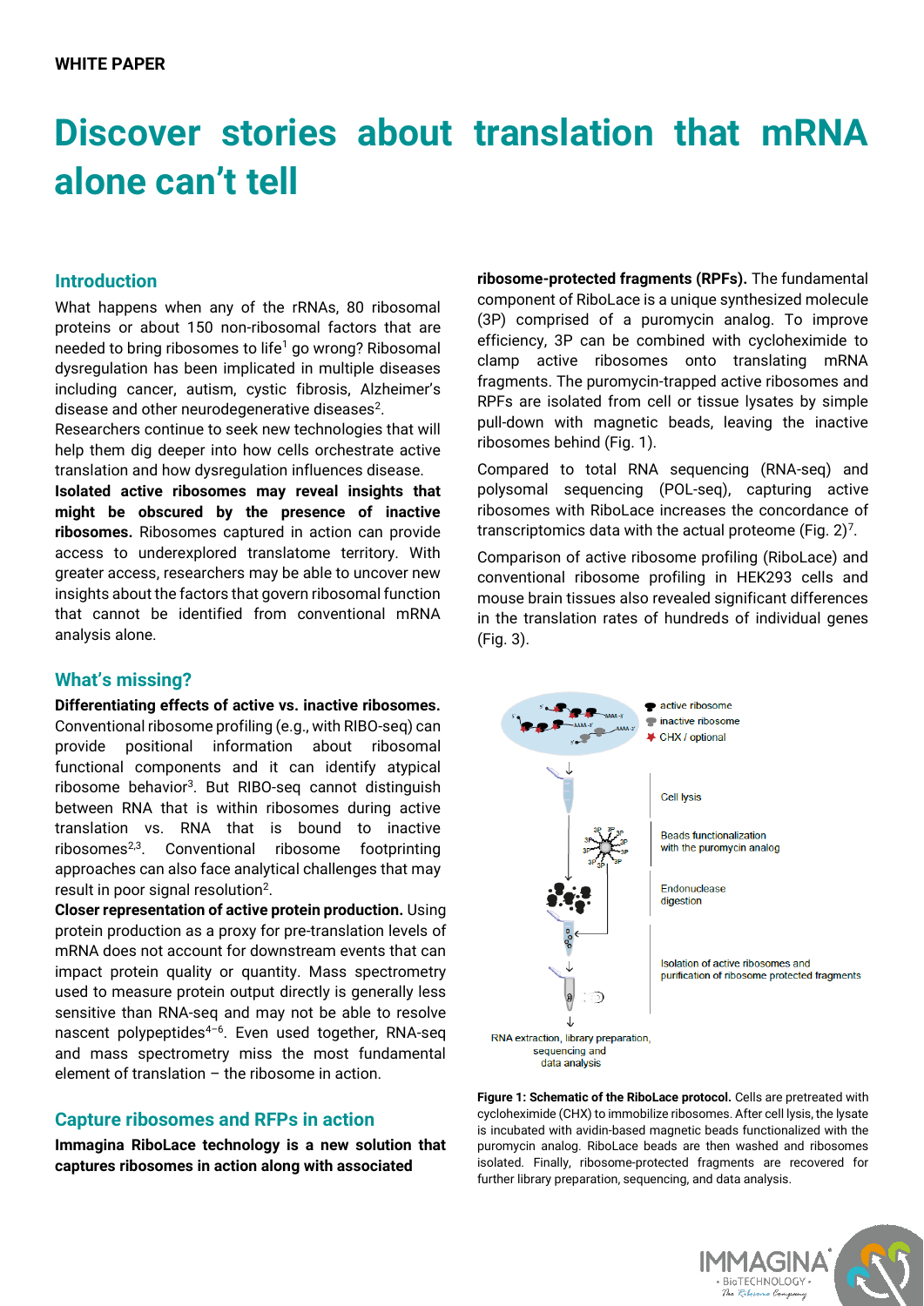WHITE PAPER

# Discover stories about translation that mRNA alone can't tell

## Introduction

What happens when any of the rRNAs, 80 ribosomal proteins or about 150 non-ribosomal factors that are needed to bring ribosomes to life[1] go wrong? Ribosomal dysregulation has been implicated in multiple diseases including cancer, autism, cystic fibrosis, Alzheimer's disease and other neurodegenerative diseases[2].

Researchers continue to seek new technologies that will help them dig deeper into how cells orchestrate active translation and how dysregulation influences disease.

**Isolated active ribosomes may reveal insights that might be obscured by the presence of inactive ribosomes.** Ribosomes captured in action can provide access to underexplored translatome territory. With greater access, researchers may be able to uncover new insights about the factors that govern ribosomal function that cannot be identified from conventional mRNA analysis alone.

## What's missing?

**Differentiating effects of active vs. inactive ribosomes.** Conventional ribosome profiling (e.g., with RIBO-seq) can provide positional information about ribosomal functional components and it can identify atypical ribosome behavior[3]. But RIBO-seq cannot distinguish between RNA that is within ribosomes during active translation vs. RNA that is bound to inactive ribosomes[2,3]. Conventional ribosome footprinting approaches can also face analytical challenges that may result in poor signal resolution[2].

**Closer representation of active protein production.** Using protein production as a proxy for pre-translation levels of mRNA does not account for downstream events that can impact protein quality or quantity. Mass spectrometry used to measure protein output directly is generally less sensitive than RNA-seq and may not be able to resolve nascent polypeptides[4–6]. Even used together, RNA-seq and mass spectrometry miss the most fundamental element of translation – the ribosome in action.

## Capture ribosomes and RFPs in action

**Immagina RiboLace technology is a new solution that captures ribosomes in action along with associated ribosome-protected fragments (RPFs).** The fundamental component of RiboLace is a unique synthesized molecule (3P) comprised of a puromycin analog. To improve efficiency, 3P can be combined with cycloheximide to clamp active ribosomes onto translating mRNA fragments. The puromycin-trapped active ribosomes and RPFs are isolated from cell or tissue lysates by simple pull-down with magnetic beads, leaving the inactive ribosomes behind (Fig. 1).

Compared to total RNA sequencing (RNA-seq) and polysomal sequencing (POL-seq), capturing active ribosomes with RiboLace increases the concordance of transcriptomics data with the actual proteome (Fig. 2)[7].

Comparison of active ribosome profiling (RiboLace) and conventional ribosome profiling in HEK293 cells and mouse brain tissues also revealed significant differences in the translation rates of hundreds of individual genes (Fig. 3).

**Figure 1: Schematic of the RiboLace protocol.** Cells are pretreated with cycloheximide (CHX) to immobilize ribosomes. After cell lysis, the lysate is incubated with avidin-based magnetic beads functionalized with the puromycin analog. RiboLace beads are then washed and ribosomes isolated. Finally, ribosome-protected fragments are recovered for further library preparation, sequencing, and data analysis.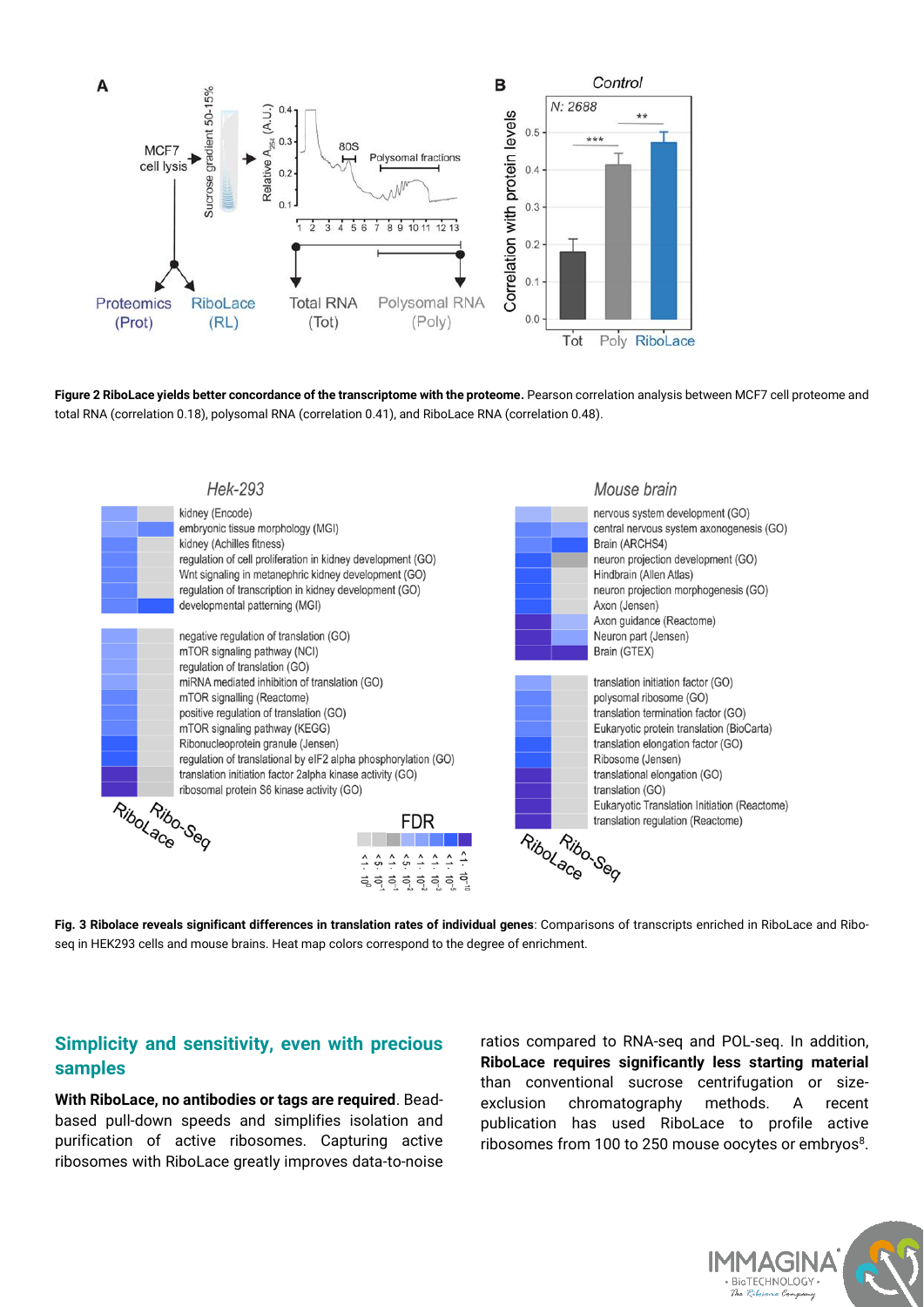**Figure 2 RiboLace yields better concordance of the transcriptome with the proteome.** Pearson correlation analysis between MCF7 cell proteome and total RNA (correlation 0.18), polysomal RNA (correlation 0.41), and RiboLace RNA (correlation 0.48).

**Fig. 3 Ribolace reveals significant differences in translation rates of individual genes**: Comparisons of transcripts enriched in RiboLace and Ribo-seq in HEK293 cells and mouse brains. Heat map colors correspond to the degree of enrichment.

## Simplicity and sensitivity, even with precious samples

**With RiboLace, no antibodies or tags are required**. Bead-based pull-down speeds and simplifies isolation and purification of active ribosomes. Capturing active ribosomes with RiboLace greatly improves data-to-noise ratios compared to RNA-seq and POL-seq. In addition, **RiboLace requires significantly less starting material** than conventional sucrose centrifugation or size-exclusion chromatography methods. A recent publication has used RiboLace to profile active ribosomes from 100 to 250 mouse oocytes or embryos[8].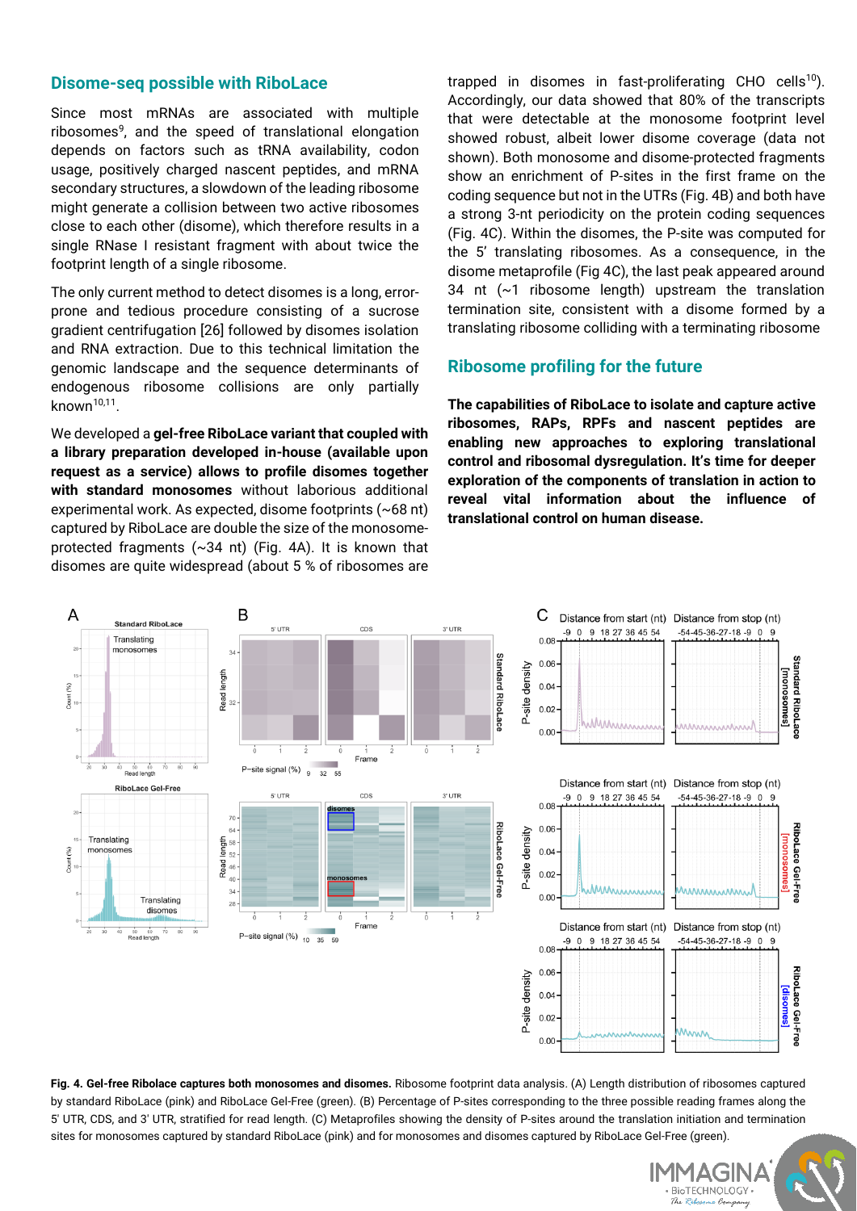## Disome-seq possible with RiboLace

Since most mRNAs are associated with multiple ribosomes[9], and the speed of translational elongation depends on factors such as tRNA availability, codon usage, positively charged nascent peptides, and mRNA secondary structures, a slowdown of the leading ribosome might generate a collision between two active ribosomes close to each other (disome), which therefore results in a single RNase I resistant fragment with about twice the footprint length of a single ribosome.

The only current method to detect disomes is a long, error-prone and tedious procedure consisting of a sucrose gradient centrifugation [26] followed by disomes isolation and RNA extraction. Due to this technical limitation the genomic landscape and the sequence determinants of endogenous ribosome collisions are only partially known[10,11].

We developed a **gel-free RiboLace variant that coupled with a library preparation developed in-house (available upon request as a service) allows to profile disomes together with standard monosomes** without laborious additional experimental work. As expected, disome footprints (~68 nt) captured by RiboLace are double the size of the monosome-protected fragments (~34 nt) (Fig. 4A). It is known that disomes are quite widespread (about 5 % of ribosomes are trapped in disomes in fast-proliferating CHO cells[10]). Accordingly, our data showed that 80% of the transcripts that were detectable at the monosome footprint level showed robust, albeit lower disome coverage (data not shown). Both monosome and disome-protected fragments show an enrichment of P-sites in the first frame on the coding sequence but not in the UTRs (Fig. 4B) and both have a strong 3-nt periodicity on the protein coding sequences (Fig. 4C). Within the disomes, the P-site was computed for the 5' translating ribosomes. As a consequence, in the disome metaprofile (Fig 4C), the last peak appeared around 34 nt (~1 ribosome length) upstream the translation termination site, consistent with a disome formed by a translating ribosome colliding with a terminating ribosome

## Ribosome profiling for the future

**The capabilities of RiboLace to isolate and capture active ribosomes, RAPs, RPFs and nascent peptides are enabling new approaches to exploring translational control and ribosomal dysregulation. It's time for deeper exploration of the components of translation in action to reveal vital information about the influence of translational control on human disease.**

**Fig. 4. Gel-free Ribolace captures both monosomes and disomes.** Ribosome footprint data analysis. (A) Length distribution of ribosomes captured by standard RiboLace (pink) and RiboLace Gel-Free (green). (B) Percentage of P-sites corresponding to the three possible reading frames along the 5' UTR, CDS, and 3' UTR, stratified for read length. (C) Metaprofiles showing the density of P-sites around the translation initiation and termination sites for monosomes captured by standard RiboLace (pink) and for monosomes and disomes captured by RiboLace Gel-Free (green).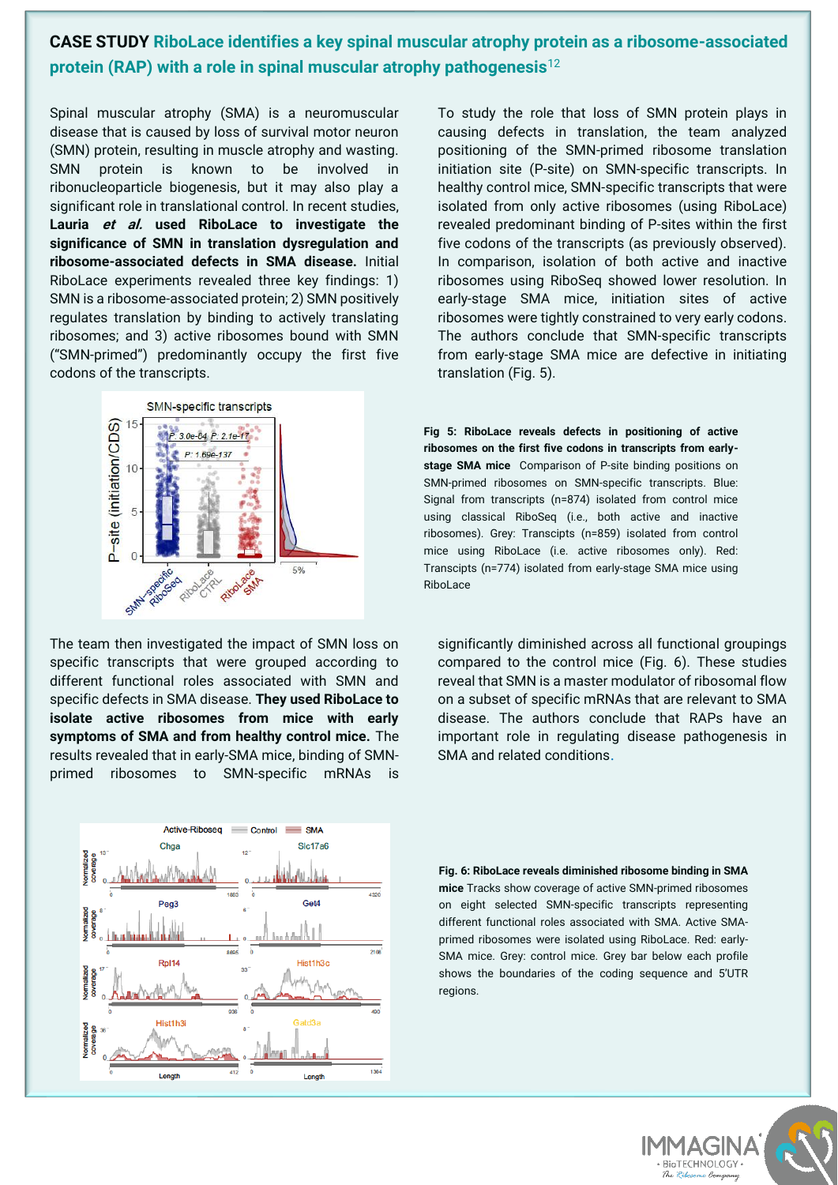## CASE STUDY RiboLace identifies a key spinal muscular atrophy protein as a ribosome-associated protein (RAP) with a role in spinal muscular atrophy pathogenesis[12]

Spinal muscular atrophy (SMA) is a neuromuscular disease that is caused by loss of survival motor neuron (SMN) protein, resulting in muscle atrophy and wasting. SMN protein is known to be involved in ribonucleoparticle biogenesis, but it may also play a significant role in translational control. In recent studies, **Lauria *et al.* used RiboLace to investigate the significance of SMN in translation dysregulation and ribosome-associated defects in SMA disease.** Initial RiboLace experiments revealed three key findings: 1) SMN is a ribosome-associated protein; 2) SMN positively regulates translation by binding to actively translating ribosomes; and 3) active ribosomes bound with SMN ("SMN-primed") predominantly occupy the first five codons of the transcripts.

To study the role that loss of SMN protein plays in causing defects in translation, the team analyzed positioning of the SMN-primed ribosome translation initiation site (P-site) on SMN-specific transcripts. In healthy control mice, SMN-specific transcripts that were isolated from only active ribosomes (using RiboLace) revealed predominant binding of P-sites within the first five codons of the transcripts (as previously observed). In comparison, isolation of both active and inactive ribosomes using RiboSeq showed lower resolution. In early-stage SMA mice, initiation sites of active ribosomes were tightly constrained to very early codons. The authors conclude that SMN-specific transcripts from early-stage SMA mice are defective in initiating translation (Fig. 5).

**Fig 5: RiboLace reveals defects in positioning of active ribosomes on the first five codons in transcripts from early-stage SMA mice** Comparison of P-site binding positions on SMN-primed ribosomes on SMN-specific transcripts. Blue: Signal from transcripts (n=874) isolated from control mice using classical RiboSeq (i.e., both active and inactive ribosomes). Grey: Transcripts (n=859) isolated from control mice using RiboLace (i.e. active ribosomes only). Red: Transcipts (n=774) isolated from early-stage SMA mice using RiboLace

The team then investigated the impact of SMN loss on specific transcripts that were grouped according to different functional roles associated with SMN and specific defects in SMA disease. **They used RiboLace to isolate active ribosomes from mice with early symptoms of SMA and from healthy control mice.** The results revealed that in early-SMA mice, binding of SMN-primed ribosomes to SMN-specific mRNAs is significantly diminished across all functional groupings compared to the control mice (Fig. 6). These studies reveal that SMN is a master modulator of ribosomal flow on a subset of specific mRNAs that are relevant to SMA disease. The authors conclude that RAPs have an important role in regulating disease pathogenesis in SMA and related conditions.

**Fig. 6: RiboLace reveals diminished ribosome binding in SMA mice** Tracks show coverage of active SMN-primed ribosomes on eight selected SMN-specific transcripts representing different functional roles associated with SMA. Active SMA-primed ribosomes were isolated using RiboLace. Red: early-SMA mice. Grey: control mice. Grey bar below each profile shows the boundaries of the coding sequence and 5'UTR regions.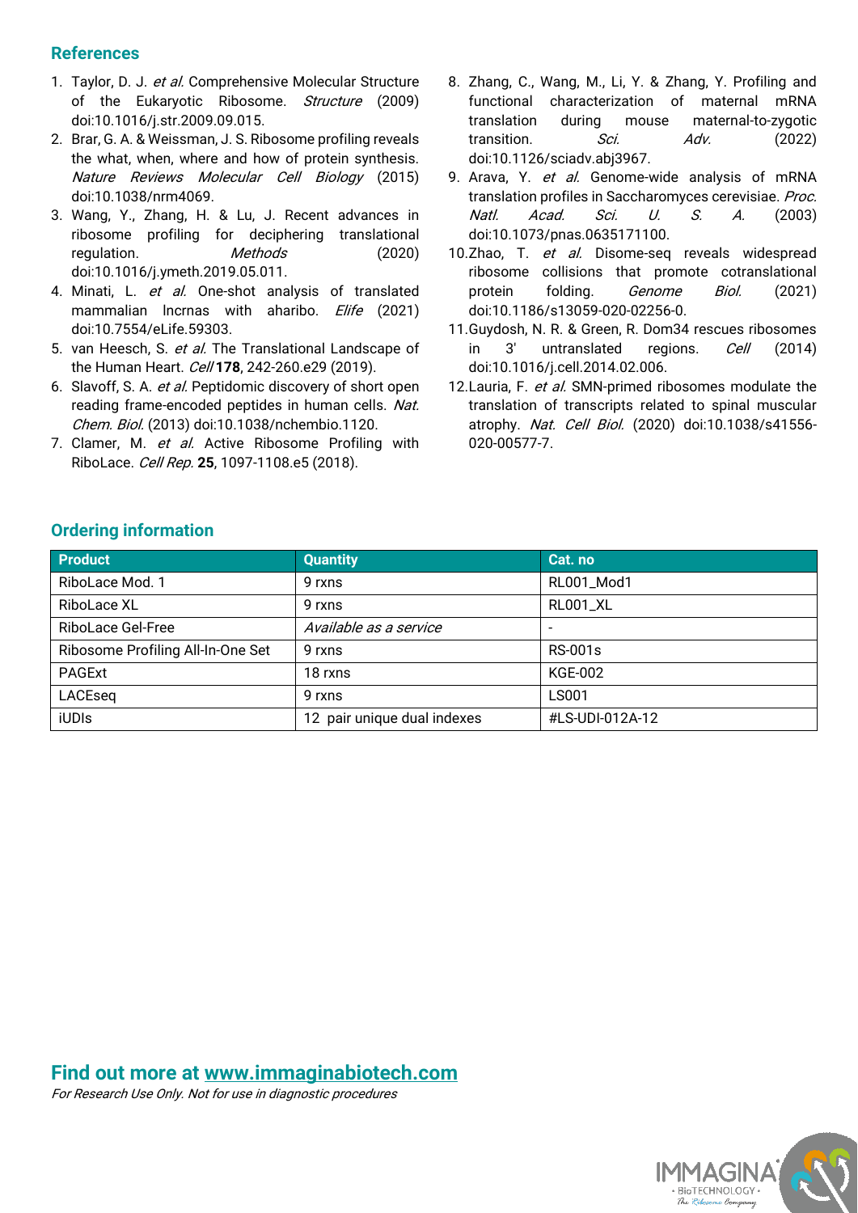## References

1. Taylor, D. J. *et al.* Comprehensive Molecular Structure of the Eukaryotic Ribosome. *Structure* (2009) doi:10.1016/j.str.2009.09.015.
2. Brar, G. A. & Weissman, J. S. Ribosome profiling reveals the what, when, where and how of protein synthesis. *Nature Reviews Molecular Cell Biology* (2015) doi:10.1038/nrm4069.
3. Wang, Y., Zhang, H. & Lu, J. Recent advances in ribosome profiling for deciphering translational regulation. *Methods* (2020) doi:10.1016/j.ymeth.2019.05.011.
4. Minati, L. *et al.* One-shot analysis of translated mammalian lncrnas with aharibo. *Elife* (2021) doi:10.7554/eLife.59303.
5. van Heesch, S. *et al.* The Translational Landscape of the Human Heart. *Cell* **178**, 242-260.e29 (2019).
6. Slavoff, S. A. *et al.* Peptidomic discovery of short open reading frame-encoded peptides in human cells. *Nat. Chem. Biol.* (2013) doi:10.1038/nchembio.1120.
7. Clamer, M. *et al.* Active Ribosome Profiling with RiboLace. *Cell Rep.* **25**, 1097-1108.e5 (2018).
8. Zhang, C., Wang, M., Li, Y. & Zhang, Y. Profiling and functional characterization of maternal mRNA translation during mouse maternal-to-zygotic transition. *Sci. Adv.* (2022) doi:10.1126/sciadv.abj3967.
9. Arava, Y. *et al.* Genome-wide analysis of mRNA translation profiles in Saccharomyces cerevisiae. *Proc. Natl. Acad. Sci. U. S. A.* (2003) doi:10.1073/pnas.0635171100.
10. Zhao, T. *et al.* Disome-seq reveals widespread ribosome collisions that promote cotranslational protein folding. *Genome Biol.* (2021) doi:10.1186/s13059-020-02256-0.
11. Guydosh, N. R. & Green, R. Dom34 rescues ribosomes in 3' untranslated regions. *Cell* (2014) doi:10.1016/j.cell.2014.02.006.
12. Lauria, F. *et al.* SMN-primed ribosomes modulate the translation of transcripts related to spinal muscular atrophy. *Nat. Cell Biol.* (2020) doi:10.1038/s41556-020-00577-7.

## Ordering information

| Product | Quantity | Cat. no |
|---|---|---|
| RiboLace Mod. 1 | 9 rxns | RL001_Mod1 |
| RiboLace XL | 9 rxns | RL001_XL |
| RiboLace Gel-Free | *Available as a service* | - |
| Ribosome Profiling All-In-One Set | 9 rxns | RS-001s |
| PAGExt | 18 rxns | KGE-002 |
| LACEseq | 9 rxns | LS001 |
| iUDIs | 12 pair unique dual indexes | #LS-UDI-012A-12 |

## Find out more at [www.immaginabiotech.com](http://www.immaginabiotech.com)

*For Research Use Only. Not for use in diagnostic procedures*

IMMAGINA BioTECHNOLOGY
*The Ribosome Company*